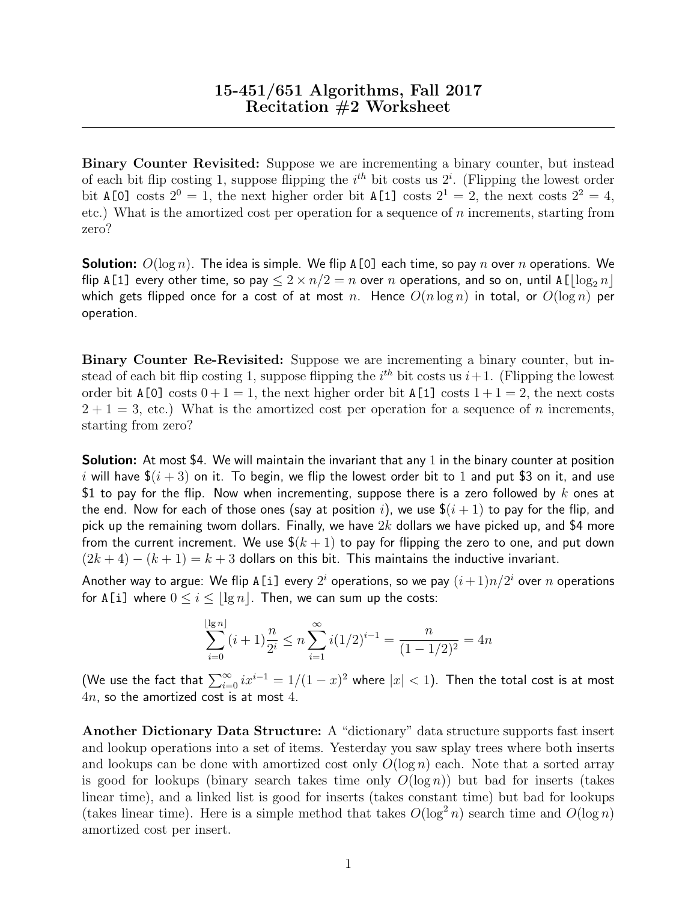# 15-451/651 Algorithms, Fall 2017
## Recitation #2 Worksheet

---

**Binary Counter Revisited:** Suppose we are incrementing a binary counter, but instead of each bit flip costing 1, suppose flipping the $i^{th}$ bit costs us $2^i$. (Flipping the lowest order bit `A[0]` costs $2^0 = 1$, the next higher order bit `A[1]` costs $2^1 = 2$, the next costs $2^2 = 4$, etc.) What is the amortized cost per operation for a sequence of $n$ increments, starting from zero?

**Solution:** $O(\log n)$. The idea is simple. We flip `A[0]` each time, so pay $n$ over $n$ operations. We flip `A[1]` every other time, so pay $\leq 2 \times n/2 = n$ over $n$ operations, and so on, until `A`$[\lfloor \log_2 n \rfloor$ which gets flipped once for a cost of at most $n$. Hence $O(n \log n)$ in total, or $O(\log n)$ per operation.

**Binary Counter Re-Revisited:** Suppose we are incrementing a binary counter, but instead of each bit flip costing 1, suppose flipping the $i^{th}$ bit costs us $i+1$. (Flipping the lowest order bit `A[0]` costs $0+1 = 1$, the next higher order bit `A[1]` costs $1+1 = 2$, the next costs $2+1 = 3$, etc.) What is the amortized cost per operation for a sequence of $n$ increments, starting from zero?

**Solution:** At most \$4. We will maintain the invariant that any 1 in the binary counter at position $i$ will have \$$(i+3)$ on it. To begin, we flip the lowest order bit to 1 and put \$3 on it, and use \$1 to pay for the flip. Now when incrementing, suppose there is a zero followed by $k$ ones at the end. Now for each of those ones (say at position $i$), we use \$$(i+1)$ to pay for the flip, and pick up the remaining twom dollars. Finally, we have $2k$ dollars we have picked up, and \$4 more from the current increment. We use \$$(k+1)$ to pay for flipping the zero to one, and put down $(2k+4) - (k+1) = k+3$ dollars on this bit. This maintains the inductive invariant.

Another way to argue: We flip `A[i]` every $2^i$ operations, so we pay $(i+1)n/2^i$ over $n$ operations for `A[i]` where $0 \leq i \leq \lfloor \lg n \rfloor$. Then, we can sum up the costs:

$$\sum_{i=0}^{\lfloor \lg n \rfloor} (i+1)\frac{n}{2^i} \leq n \sum_{i=1}^{\infty} i(1/2)^{i-1} = \frac{n}{(1-1/2)^2} = 4n$$

(We use the fact that $\sum_{i=0}^{\infty} ix^{i-1} = 1/(1-x)^2$ where $|x| < 1$). Then the total cost is at most $4n$, so the amortized cost is at most 4.

**Another Dictionary Data Structure:** A "dictionary" data structure supports fast insert and lookup operations into a set of items. Yesterday you saw splay trees where both inserts and lookups can be done with amortized cost only $O(\log n)$ each. Note that a sorted array is good for lookups (binary search takes time only $O(\log n)$) but bad for inserts (takes linear time), and a linked list is good for inserts (takes constant time) but bad for lookups (takes linear time). Here is a simple method that takes $O(\log^2 n)$ search time and $O(\log n)$ amortized cost per insert.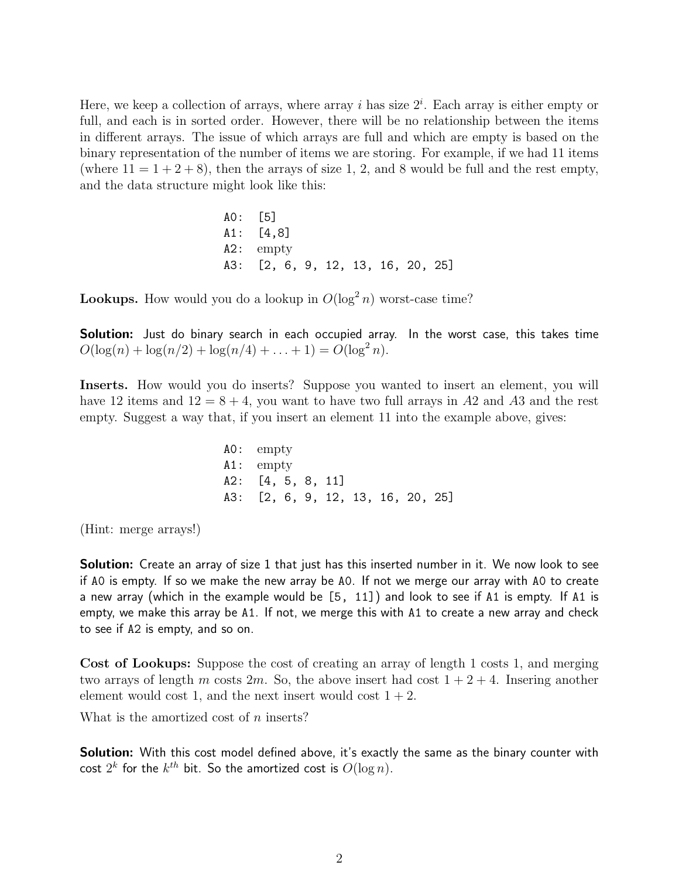Here, we keep a collection of arrays, where array $i$ has size $2^i$. Each array is either empty or full, and each is in sorted order. However, there will be no relationship between the items in different arrays. The issue of which arrays are full and which are empty is based on the binary representation of the number of items we are storing. For example, if we had 11 items (where $11 = 1 + 2 + 8$), then the arrays of size 1, 2, and 8 would be full and the rest empty, and the data structure might look like this:

```
A0:  [5]
A1:  [4,8]
A2:  empty
A3:  [2, 6, 9, 12, 13, 16, 20, 25]
```

**Lookups.** How would you do a lookup in $O(\log^2 n)$ worst-case time?

**Solution:** Just do binary search in each occupied array. In the worst case, this takes time $O(\log(n) + \log(n/2) + \log(n/4) + \ldots + 1) = O(\log^2 n)$.

**Inserts.** How would you do inserts? Suppose you wanted to insert an element, you will have 12 items and $12 = 8 + 4$, you want to have two full arrays in $A2$ and $A3$ and the rest empty. Suggest a way that, if you insert an element 11 into the example above, gives:

```
A0:  empty
A1:  empty
A2:  [4, 5, 8, 11]
A3:  [2, 6, 9, 12, 13, 16, 20, 25]
```

(Hint: merge arrays!)

**Solution:** Create an array of size 1 that just has this inserted number in it. We now look to see if `A0` is empty. If so we make the new array be `A0`. If not we merge our array with `A0` to create a new array (which in the example would be `[5, 11]`) and look to see if `A1` is empty. If `A1` is empty, we make this array be `A1`. If not, we merge this with `A1` to create a new array and check to see if `A2` is empty, and so on.

**Cost of Lookups:** Suppose the cost of creating an array of length 1 costs 1, and merging two arrays of length $m$ costs $2m$. So, the above insert had cost $1 + 2 + 4$. Insering another element would cost 1, and the next insert would cost $1 + 2$.

What is the amortized cost of $n$ inserts?

**Solution:** With this cost model defined above, it's exactly the same as the binary counter with cost $2^k$ for the $k^{th}$ bit. So the amortized cost is $O(\log n)$.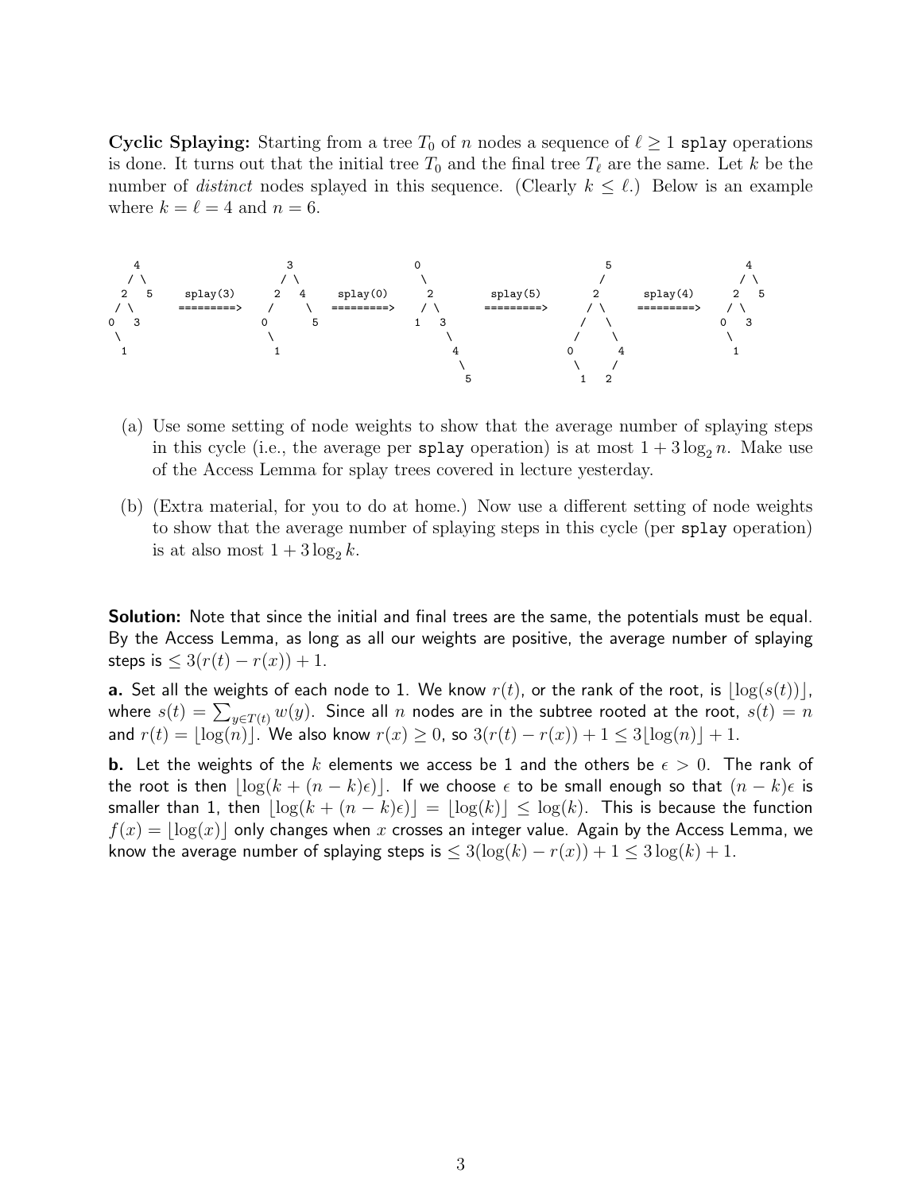**Cyclic Splaying:** Starting from a tree $T_0$ of $n$ nodes a sequence of $\ell \geq 1$ `splay` operations is done. It turns out that the initial tree $T_0$ and the final tree $T_\ell$ are the same. Let $k$ be the number of *distinct* nodes splayed in this sequence. (Clearly $k \leq \ell$.) Below is an example where $k = \ell = 4$ and $n = 6$.

```
    4                       3                    0                          5                      4
   / \                     / \                    \                        /                      / \
  2   5     splay(3)      2   4     splay(0)       2        splay(5)      2        splay(4)      2   5
 / \        =========>   /     \    =========>    / \       =========>   / \       =========>   / \
0   3                   0       5                1   3                  /   \                  0   3
 \                       \                            \                /     \                  \
  1                       1                            4              0       4                  1
                                                        \              \     /
                                                         5              1   2
```

(a) Use some setting of node weights to show that the average number of splaying steps in this cycle (i.e., the average per `splay` operation) is at most $1 + 3\log_2 n$. Make use of the Access Lemma for splay trees covered in lecture yesterday.

(b) (Extra material, for you to do at home.) Now use a different setting of node weights to show that the average number of splaying steps in this cycle (per `splay` operation) is at also most $1 + 3\log_2 k$.

**Solution:** Note that since the initial and final trees are the same, the potentials must be equal. By the Access Lemma, as long as all our weights are positive, the average number of splaying steps is $\leq 3(r(t) - r(x)) + 1$.

**a.** Set all the weights of each node to 1. We know $r(t)$, or the rank of the root, is $\lfloor \log(s(t)) \rfloor$, where $s(t) = \sum_{y \in T(t)} w(y)$. Since all $n$ nodes are in the subtree rooted at the root, $s(t) = n$ and $r(t) = \lfloor \log(n) \rfloor$. We also know $r(x) \geq 0$, so $3(r(t) - r(x)) + 1 \leq 3\lfloor \log(n) \rfloor + 1$.

**b.** Let the weights of the $k$ elements we access be 1 and the others be $\epsilon > 0$. The rank of the root is then $\lfloor \log(k + (n-k)\epsilon) \rfloor$. If we choose $\epsilon$ to be small enough so that $(n-k)\epsilon$ is smaller than 1, then $\lfloor \log(k + (n-k)\epsilon) \rfloor = \lfloor \log(k) \rfloor \leq \log(k)$. This is because the function $f(x) = \lfloor \log(x) \rfloor$ only changes when $x$ crosses an integer value. Again by the Access Lemma, we know the average number of splaying steps is $\leq 3(\log(k) - r(x)) + 1 \leq 3\log(k) + 1$.